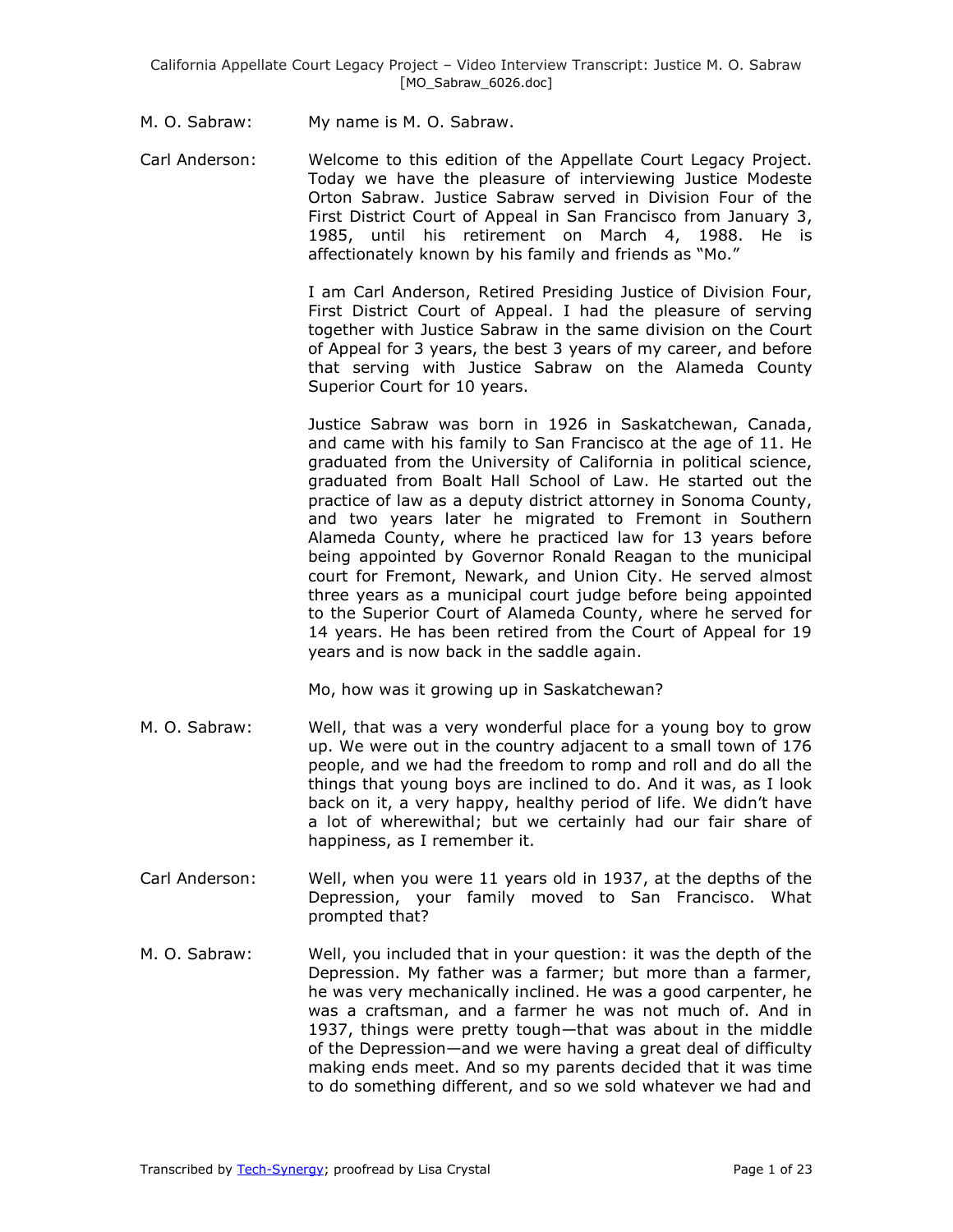M. O. Sabraw: My name is M. O. Sabraw.

Carl Anderson: Welcome to this edition of the Appellate Court Legacy Project. Today we have the pleasure of interviewing Justice Modeste Orton Sabraw. Justice Sabraw served in Division Four of the First District Court of Appeal in San Francisco from January 3, 1985, until his retirement on March 4, 1988. He is affectionately known by his family and friends as "Mo."

I am Carl Anderson, Retired Presiding Justice of Division Four, First District Court of Appeal. I had the pleasure of serving together with Justice Sabraw in the same division on the Court of Appeal for 3 years, the best 3 years of my career, and before that serving with Justice Sabraw on the Alameda County Superior Court for 10 years.

Justice Sabraw was born in 1926 in Saskatchewan, Canada, and came with his family to San Francisco at the age of 11. He graduated from the University of California in political science, graduated from Boalt Hall School of Law. He started out the practice of law as a deputy district attorney in Sonoma County, and two years later he migrated to Fremont in Southern Alameda County, where he practiced law for 13 years before being appointed by Governor Ronald Reagan to the municipal court for Fremont, Newark, and Union City. He served almost three years as a municipal court judge before being appointed to the Superior Court of Alameda County, where he served for 14 years. He has been retired from the Court of Appeal for 19 years and is now back in the saddle again.

Mo, how was it growing up in Saskatchewan?

M. O. Sabraw: Well, that was a very wonderful place for a young boy to grow up. We were out in the country adjacent to a small town of 176 people, and we had the freedom to romp and roll and do all the things that young boys are inclined to do. And it was, as I look back on it, a very happy, healthy period of life. We didn't have a lot of wherewithal; but we certainly had our fair share of happiness, as I remember it.

Carl Anderson: Well, when you were 11 years old in 1937, at the depths of the Depression, your family moved to San Francisco. What prompted that?

M. O. Sabraw: Well, you included that in your question: it was the depth of the Depression. My father was a farmer; but more than a farmer, he was very mechanically inclined. He was a good carpenter, he was a craftsman, and a farmer he was not much of. And in 1937, things were pretty tough—that was about in the middle of the Depression—and we were having a great deal of difficulty making ends meet. And so my parents decided that it was time to do something different, and so we sold whatever we had and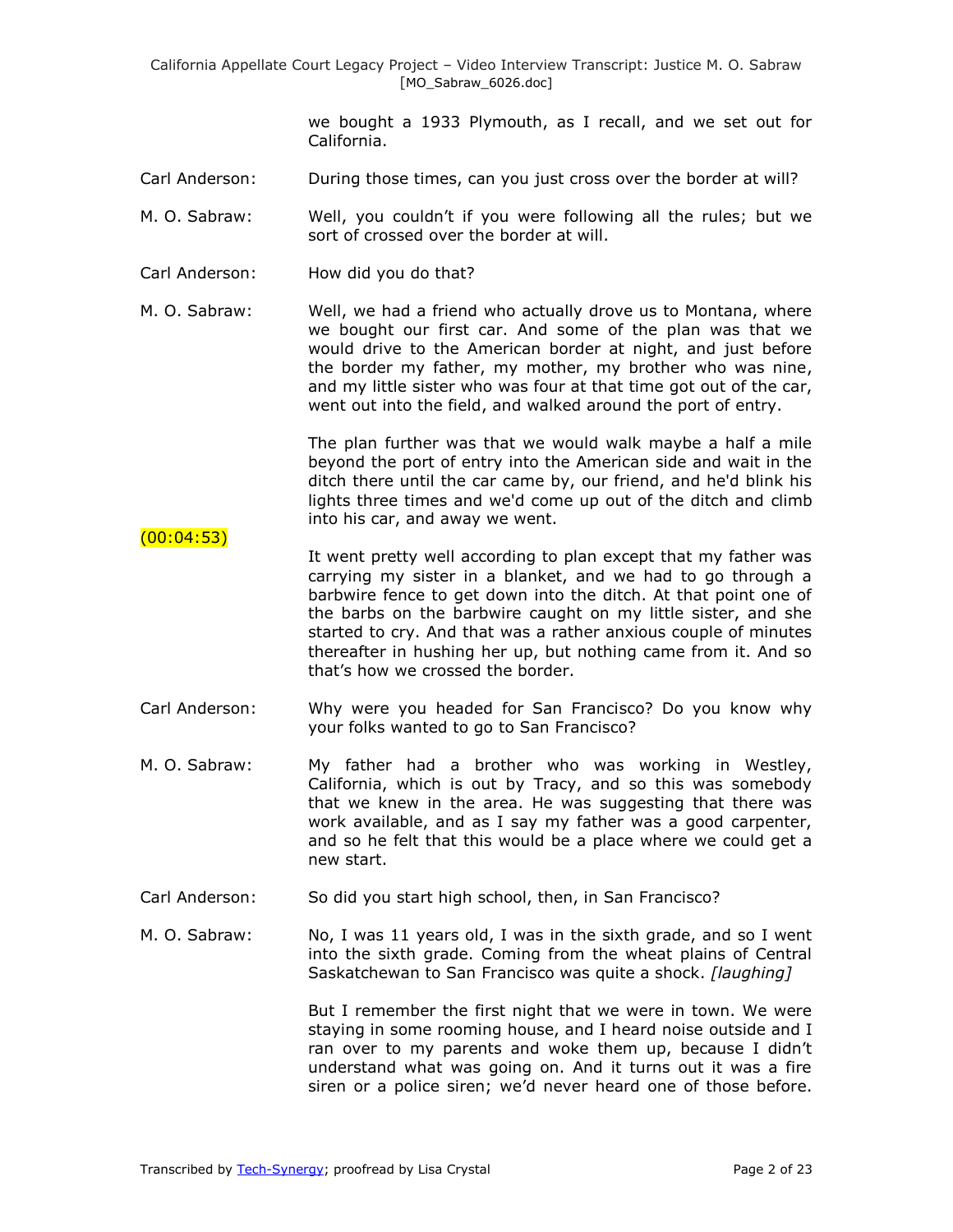we bought a 1933 Plymouth, as I recall, and we set out for California.

Carl Anderson: During those times, can you just cross over the border at will?

M. O. Sabraw: Well, you couldn't if you were following all the rules; but we sort of crossed over the border at will.

Carl Anderson: How did you do that?

M. O. Sabraw: Well, we had a friend who actually drove us to Montana, where we bought our first car. And some of the plan was that we would drive to the American border at night, and just before the border my father, my mother, my brother who was nine, and my little sister who was four at that time got out of the car, went out into the field, and walked around the port of entry.

The plan further was that we would walk maybe a half a mile beyond the port of entry into the American side and wait in the ditch there until the car came by, our friend, and he'd blink his lights three times and we'd come up out of the ditch and climb into his car, and away we went.

(00:04:53)

It went pretty well according to plan except that my father was carrying my sister in a blanket, and we had to go through a barbwire fence to get down into the ditch. At that point one of the barbs on the barbwire caught on my little sister, and she started to cry. And that was a rather anxious couple of minutes thereafter in hushing her up, but nothing came from it. And so that's how we crossed the border.

Carl Anderson: Why were you headed for San Francisco? Do you know why your folks wanted to go to San Francisco?

M. O. Sabraw: My father had a brother who was working in Westley, California, which is out by Tracy, and so this was somebody that we knew in the area. He was suggesting that there was work available, and as I say my father was a good carpenter, and so he felt that this would be a place where we could get a new start.

Carl Anderson: So did you start high school, then, in San Francisco?

M. O. Sabraw: No, I was 11 years old, I was in the sixth grade, and so I went into the sixth grade. Coming from the wheat plains of Central Saskatchewan to San Francisco was quite a shock. *[laughing]*

But I remember the first night that we were in town. We were staying in some rooming house, and I heard noise outside and I ran over to my parents and woke them up, because I didn't understand what was going on. And it turns out it was a fire siren or a police siren; we'd never heard one of those before.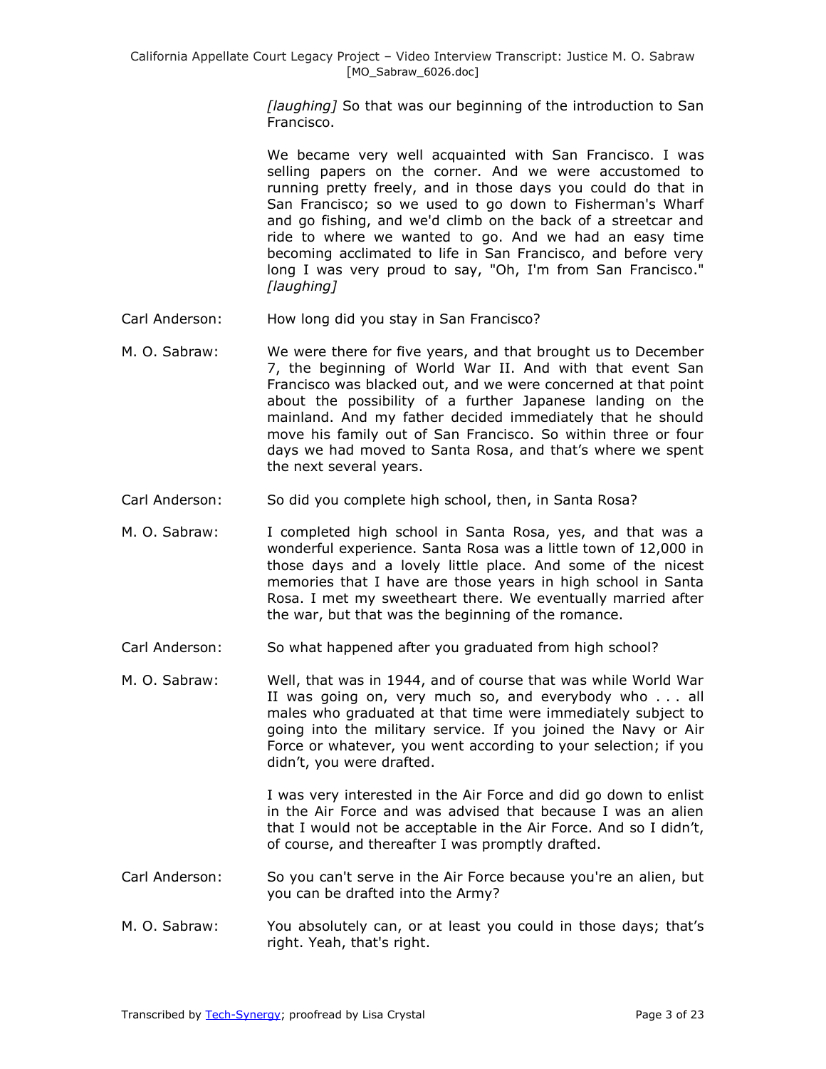*[laughing]* So that was our beginning of the introduction to San Francisco.

We became very well acquainted with San Francisco. I was selling papers on the corner. And we were accustomed to running pretty freely, and in those days you could do that in San Francisco; so we used to go down to Fisherman's Wharf and go fishing, and we'd climb on the back of a streetcar and ride to where we wanted to go. And we had an easy time becoming acclimated to life in San Francisco, and before very long I was very proud to say, "Oh, I'm from San Francisco." *[laughing]*

Carl Anderson: How long did you stay in San Francisco?

M. O. Sabraw: We were there for five years, and that brought us to December 7, the beginning of World War II. And with that event San Francisco was blacked out, and we were concerned at that point about the possibility of a further Japanese landing on the mainland. And my father decided immediately that he should move his family out of San Francisco. So within three or four days we had moved to Santa Rosa, and that's where we spent the next several years.

Carl Anderson: So did you complete high school, then, in Santa Rosa?

M. O. Sabraw: I completed high school in Santa Rosa, yes, and that was a wonderful experience. Santa Rosa was a little town of 12,000 in those days and a lovely little place. And some of the nicest memories that I have are those years in high school in Santa Rosa. I met my sweetheart there. We eventually married after the war, but that was the beginning of the romance.

Carl Anderson: So what happened after you graduated from high school?

M. O. Sabraw: Well, that was in 1944, and of course that was while World War II was going on, very much so, and everybody who . . . all males who graduated at that time were immediately subject to going into the military service. If you joined the Navy or Air Force or whatever, you went according to your selection; if you didn't, you were drafted.

I was very interested in the Air Force and did go down to enlist in the Air Force and was advised that because I was an alien that I would not be acceptable in the Air Force. And so I didn't, of course, and thereafter I was promptly drafted.

Carl Anderson: So you can't serve in the Air Force because you're an alien, but you can be drafted into the Army?

M. O. Sabraw: You absolutely can, or at least you could in those days; that's right. Yeah, that's right.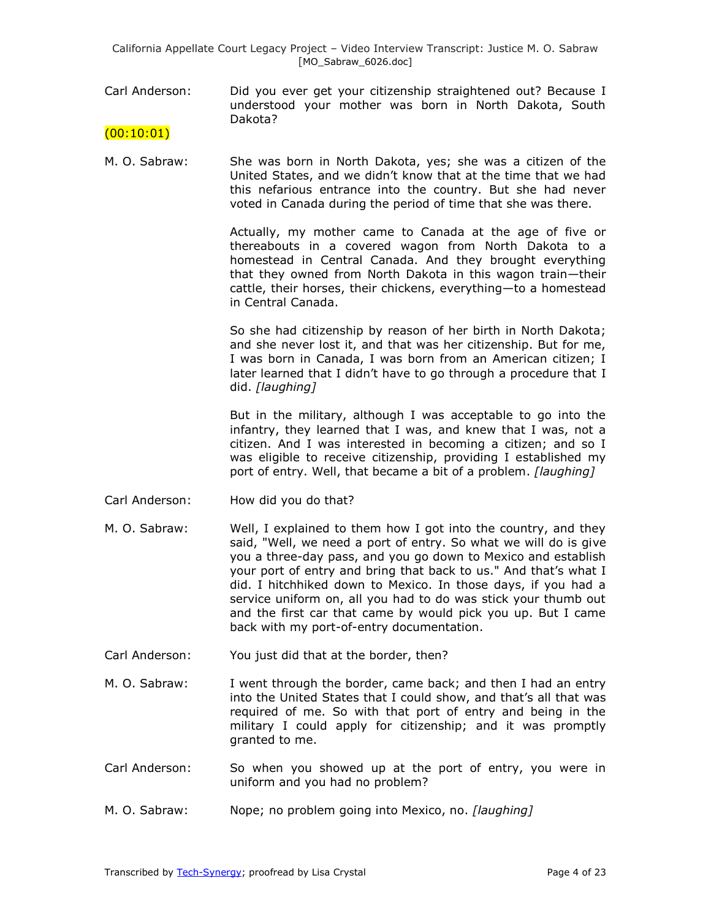Carl Anderson: Did you ever get your citizenship straightened out? Because I understood your mother was born in North Dakota, South Dakota?

(00:10:01)

M. O. Sabraw: She was born in North Dakota, yes; she was a citizen of the United States, and we didn't know that at the time that we had this nefarious entrance into the country. But she had never voted in Canada during the period of time that she was there.

Actually, my mother came to Canada at the age of five or thereabouts in a covered wagon from North Dakota to a homestead in Central Canada. And they brought everything that they owned from North Dakota in this wagon train—their cattle, their horses, their chickens, everything—to a homestead in Central Canada.

So she had citizenship by reason of her birth in North Dakota; and she never lost it, and that was her citizenship. But for me, I was born in Canada, I was born from an American citizen; I later learned that I didn't have to go through a procedure that I did. *[laughing]*

But in the military, although I was acceptable to go into the infantry, they learned that I was, and knew that I was, not a citizen. And I was interested in becoming a citizen; and so I was eligible to receive citizenship, providing I established my port of entry. Well, that became a bit of a problem. *[laughing]*

Carl Anderson: How did you do that?

M. O. Sabraw: Well, I explained to them how I got into the country, and they said, "Well, we need a port of entry. So what we will do is give you a three-day pass, and you go down to Mexico and establish your port of entry and bring that back to us." And that's what I did. I hitchhiked down to Mexico. In those days, if you had a service uniform on, all you had to do was stick your thumb out and the first car that came by would pick you up. But I came back with my port-of-entry documentation.

Carl Anderson: You just did that at the border, then?

M. O. Sabraw: I went through the border, came back; and then I had an entry into the United States that I could show, and that's all that was required of me. So with that port of entry and being in the military I could apply for citizenship; and it was promptly granted to me.

Carl Anderson: So when you showed up at the port of entry, you were in uniform and you had no problem?

M. O. Sabraw: Nope; no problem going into Mexico, no. *[laughing]*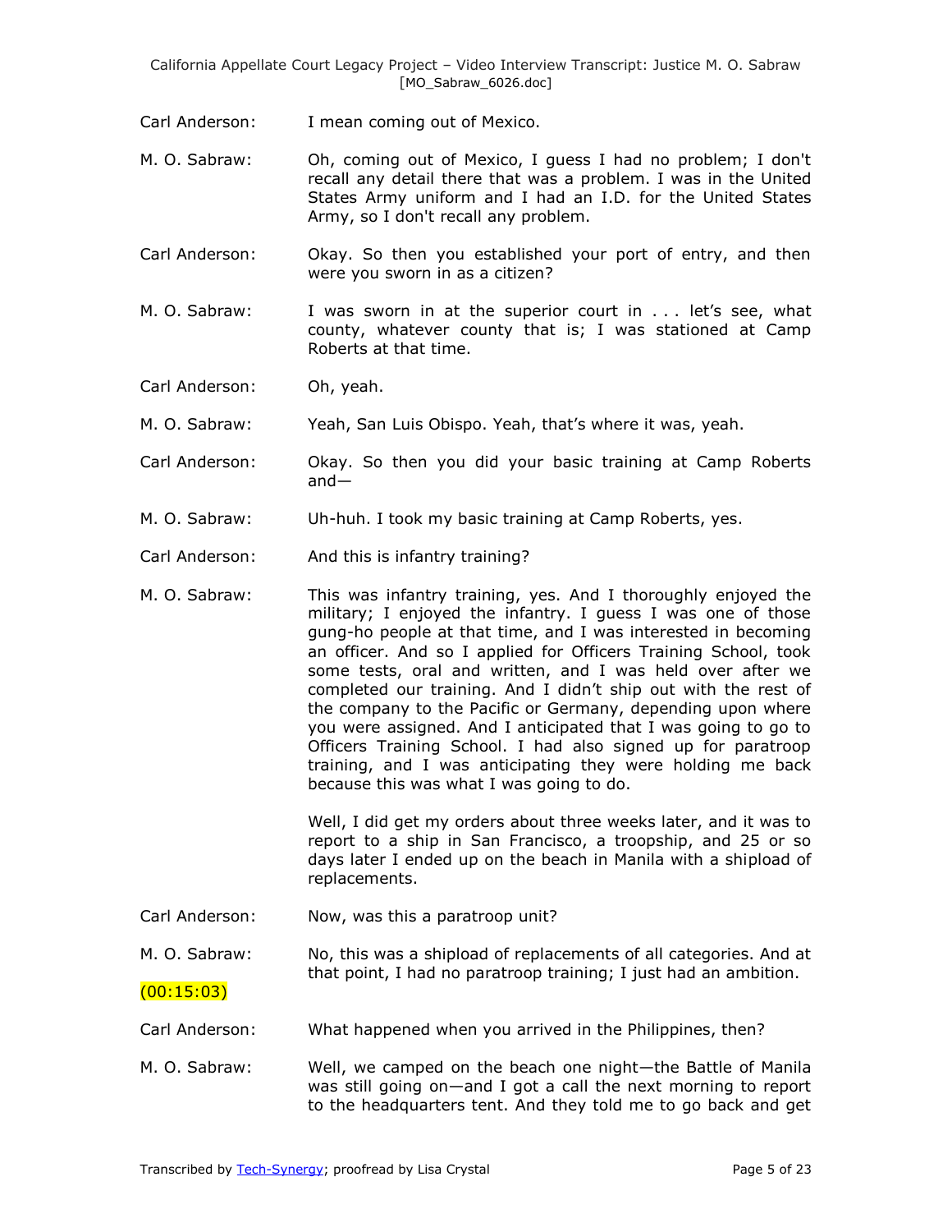Carl Anderson: I mean coming out of Mexico.

M. O. Sabraw: Oh, coming out of Mexico, I guess I had no problem; I don't recall any detail there that was a problem. I was in the United States Army uniform and I had an I.D. for the United States Army, so I don't recall any problem.

Carl Anderson: Okay. So then you established your port of entry, and then were you sworn in as a citizen?

M. O. Sabraw: I was sworn in at the superior court in . . . let's see, what county, whatever county that is; I was stationed at Camp Roberts at that time.

Carl Anderson: Oh, yeah.

M. O. Sabraw: Yeah, San Luis Obispo. Yeah, that's where it was, yeah.

Carl Anderson: Okay. So then you did your basic training at Camp Roberts and—

M. O. Sabraw: Uh-huh. I took my basic training at Camp Roberts, yes.

Carl Anderson: And this is infantry training?

M. O. Sabraw: This was infantry training, yes. And I thoroughly enjoyed the military; I enjoyed the infantry. I guess I was one of those gung-ho people at that time, and I was interested in becoming an officer. And so I applied for Officers Training School, took some tests, oral and written, and I was held over after we completed our training. And I didn't ship out with the rest of the company to the Pacific or Germany, depending upon where you were assigned. And I anticipated that I was going to go to Officers Training School. I had also signed up for paratroop training, and I was anticipating they were holding me back because this was what I was going to do.

Well, I did get my orders about three weeks later, and it was to report to a ship in San Francisco, a troopship, and 25 or so days later I ended up on the beach in Manila with a shipload of replacements.

Carl Anderson: Now, was this a paratroop unit?

M. O. Sabraw: No, this was a shipload of replacements of all categories. And at that point, I had no paratroop training; I just had an ambition.

(00:15:03)

Carl Anderson: What happened when you arrived in the Philippines, then?

M. O. Sabraw: Well, we camped on the beach one night—the Battle of Manila was still going on—and I got a call the next morning to report to the headquarters tent. And they told me to go back and get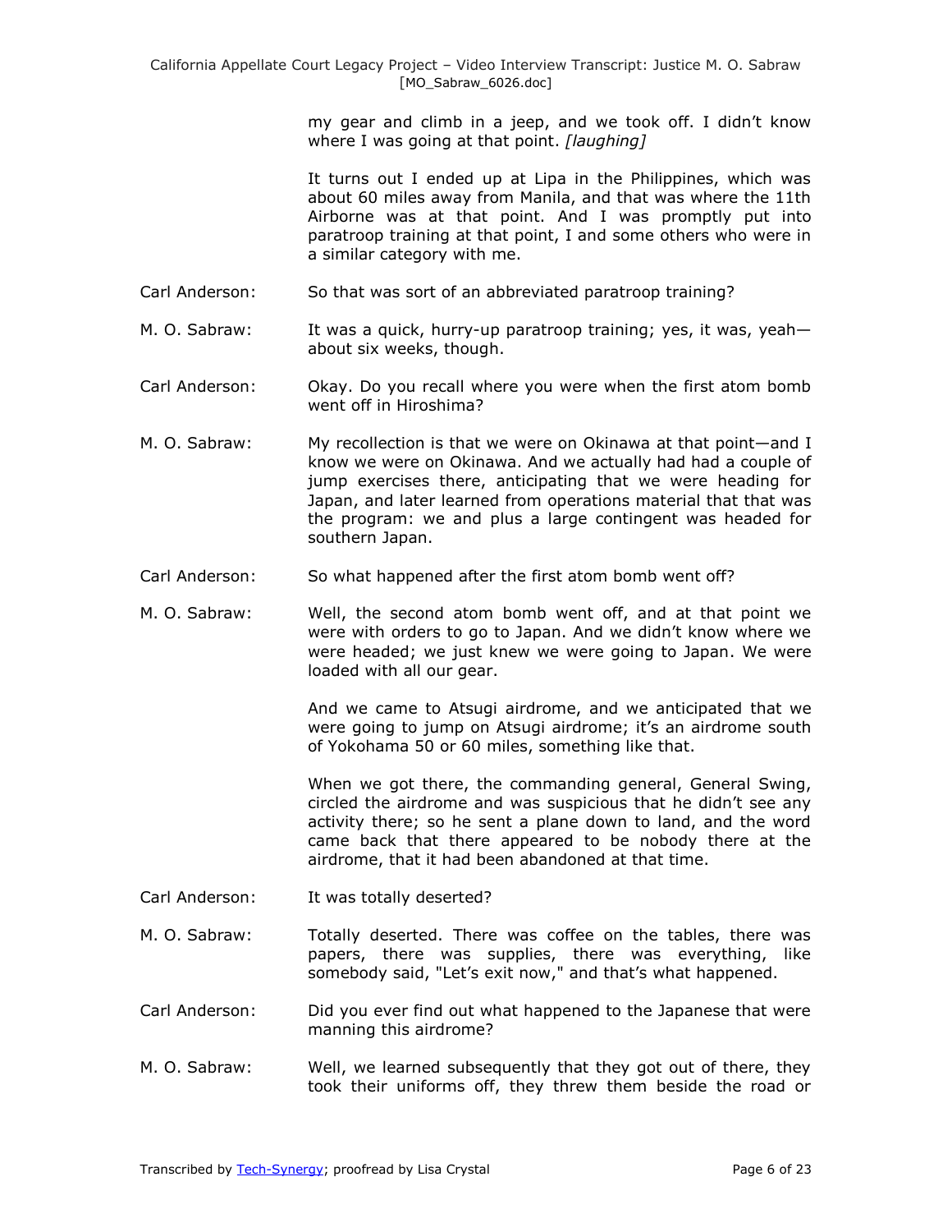my gear and climb in a jeep, and we took off. I didn't know where I was going at that point. *[laughing]*

It turns out I ended up at Lipa in the Philippines, which was about 60 miles away from Manila, and that was where the 11th Airborne was at that point. And I was promptly put into paratroop training at that point, I and some others who were in a similar category with me.

Carl Anderson: So that was sort of an abbreviated paratroop training?

M. O. Sabraw: It was a quick, hurry-up paratroop training; yes, it was, yeah—about six weeks, though.

Carl Anderson: Okay. Do you recall where you were when the first atom bomb went off in Hiroshima?

M. O. Sabraw: My recollection is that we were on Okinawa at that point—and I know we were on Okinawa. And we actually had had a couple of jump exercises there, anticipating that we were heading for Japan, and later learned from operations material that that was the program: we and plus a large contingent was headed for southern Japan.

Carl Anderson: So what happened after the first atom bomb went off?

M. O. Sabraw: Well, the second atom bomb went off, and at that point we were with orders to go to Japan. And we didn't know where we were headed; we just knew we were going to Japan. We were loaded with all our gear.

And we came to Atsugi airdrome, and we anticipated that we were going to jump on Atsugi airdrome; it's an airdrome south of Yokohama 50 or 60 miles, something like that.

When we got there, the commanding general, General Swing, circled the airdrome and was suspicious that he didn't see any activity there; so he sent a plane down to land, and the word came back that there appeared to be nobody there at the airdrome, that it had been abandoned at that time.

Carl Anderson: It was totally deserted?

M. O. Sabraw: Totally deserted. There was coffee on the tables, there was papers, there was supplies, there was everything, like somebody said, "Let's exit now," and that's what happened.

Carl Anderson: Did you ever find out what happened to the Japanese that were manning this airdrome?

M. O. Sabraw: Well, we learned subsequently that they got out of there, they took their uniforms off, they threw them beside the road or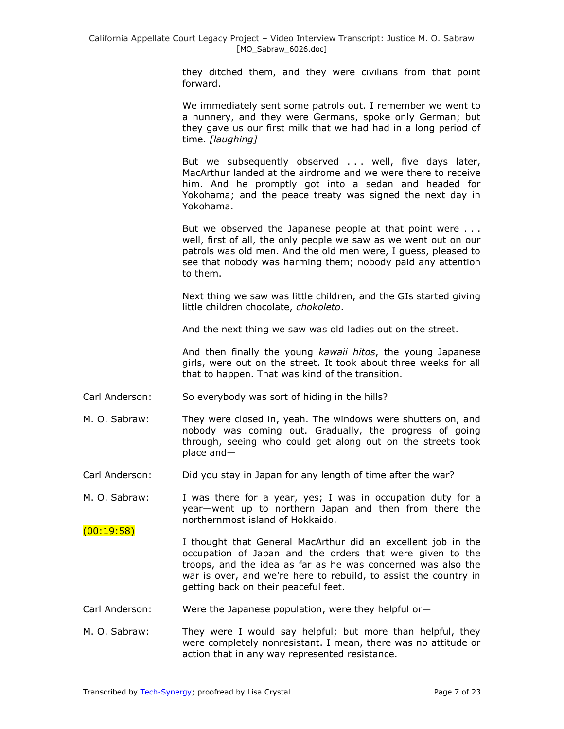they ditched them, and they were civilians from that point forward.

We immediately sent some patrols out. I remember we went to a nunnery, and they were Germans, spoke only German; but they gave us our first milk that we had had in a long period of time. *[laughing]*

But we subsequently observed . . . well, five days later, MacArthur landed at the airdrome and we were there to receive him. And he promptly got into a sedan and headed for Yokohama; and the peace treaty was signed the next day in Yokohama.

But we observed the Japanese people at that point were . . . well, first of all, the only people we saw as we went out on our patrols was old men. And the old men were, I guess, pleased to see that nobody was harming them; nobody paid any attention to them.

Next thing we saw was little children, and the GIs started giving little children chocolate, *chokoleto*.

And the next thing we saw was old ladies out on the street.

And then finally the young *kawaii hitos*, the young Japanese girls, were out on the street. It took about three weeks for all that to happen. That was kind of the transition.

Carl Anderson: So everybody was sort of hiding in the hills?

M. O. Sabraw: They were closed in, yeah. The windows were shutters on, and nobody was coming out. Gradually, the progress of going through, seeing who could get along out on the streets took place and—

Carl Anderson: Did you stay in Japan for any length of time after the war?

M. O. Sabraw: I was there for a year, yes; I was in occupation duty for a year—went up to northern Japan and then from there the northernmost island of Hokkaido.

(00:19:58)

I thought that General MacArthur did an excellent job in the occupation of Japan and the orders that were given to the troops, and the idea as far as he was concerned was also the war is over, and we're here to rebuild, to assist the country in getting back on their peaceful feet.

Carl Anderson: Were the Japanese population, were they helpful or—

M. O. Sabraw: They were I would say helpful; but more than helpful, they were completely nonresistant. I mean, there was no attitude or action that in any way represented resistance.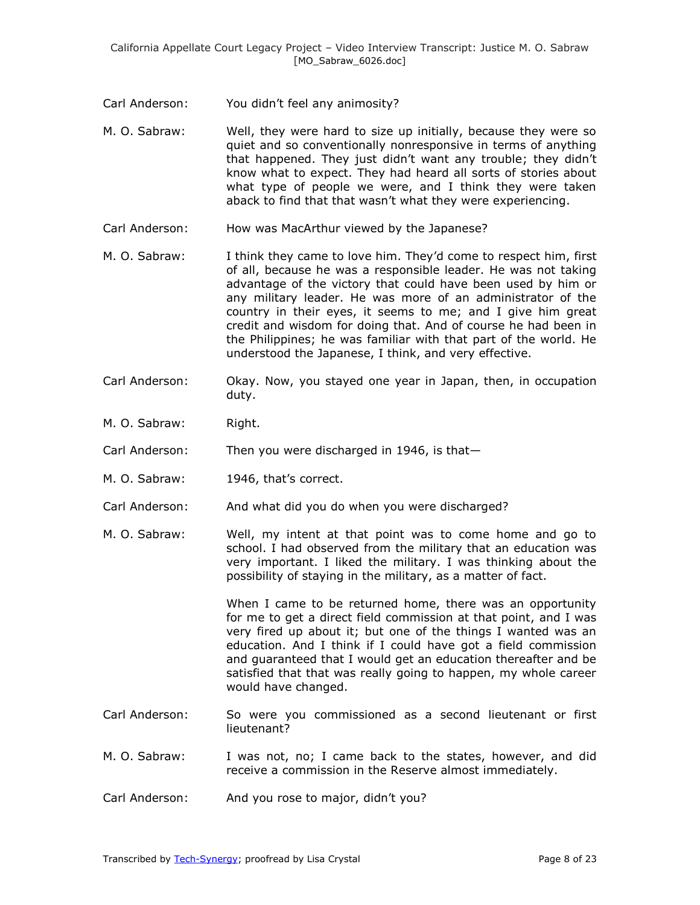Carl Anderson: You didn't feel any animosity?

M. O. Sabraw: Well, they were hard to size up initially, because they were so quiet and so conventionally nonresponsive in terms of anything that happened. They just didn't want any trouble; they didn't know what to expect. They had heard all sorts of stories about what type of people we were, and I think they were taken aback to find that that wasn't what they were experiencing.

Carl Anderson: How was MacArthur viewed by the Japanese?

M. O. Sabraw: I think they came to love him. They'd come to respect him, first of all, because he was a responsible leader. He was not taking advantage of the victory that could have been used by him or any military leader. He was more of an administrator of the country in their eyes, it seems to me; and I give him great credit and wisdom for doing that. And of course he had been in the Philippines; he was familiar with that part of the world. He understood the Japanese, I think, and very effective.

Carl Anderson: Okay. Now, you stayed one year in Japan, then, in occupation duty.

M. O. Sabraw: Right.

Carl Anderson: Then you were discharged in 1946, is that—

M. O. Sabraw: 1946, that's correct.

Carl Anderson: And what did you do when you were discharged?

M. O. Sabraw: Well, my intent at that point was to come home and go to school. I had observed from the military that an education was very important. I liked the military. I was thinking about the possibility of staying in the military, as a matter of fact.

When I came to be returned home, there was an opportunity for me to get a direct field commission at that point, and I was very fired up about it; but one of the things I wanted was an education. And I think if I could have got a field commission and guaranteed that I would get an education thereafter and be satisfied that that was really going to happen, my whole career would have changed.

Carl Anderson: So were you commissioned as a second lieutenant or first lieutenant?

M. O. Sabraw: I was not, no; I came back to the states, however, and did receive a commission in the Reserve almost immediately.

Carl Anderson: And you rose to major, didn't you?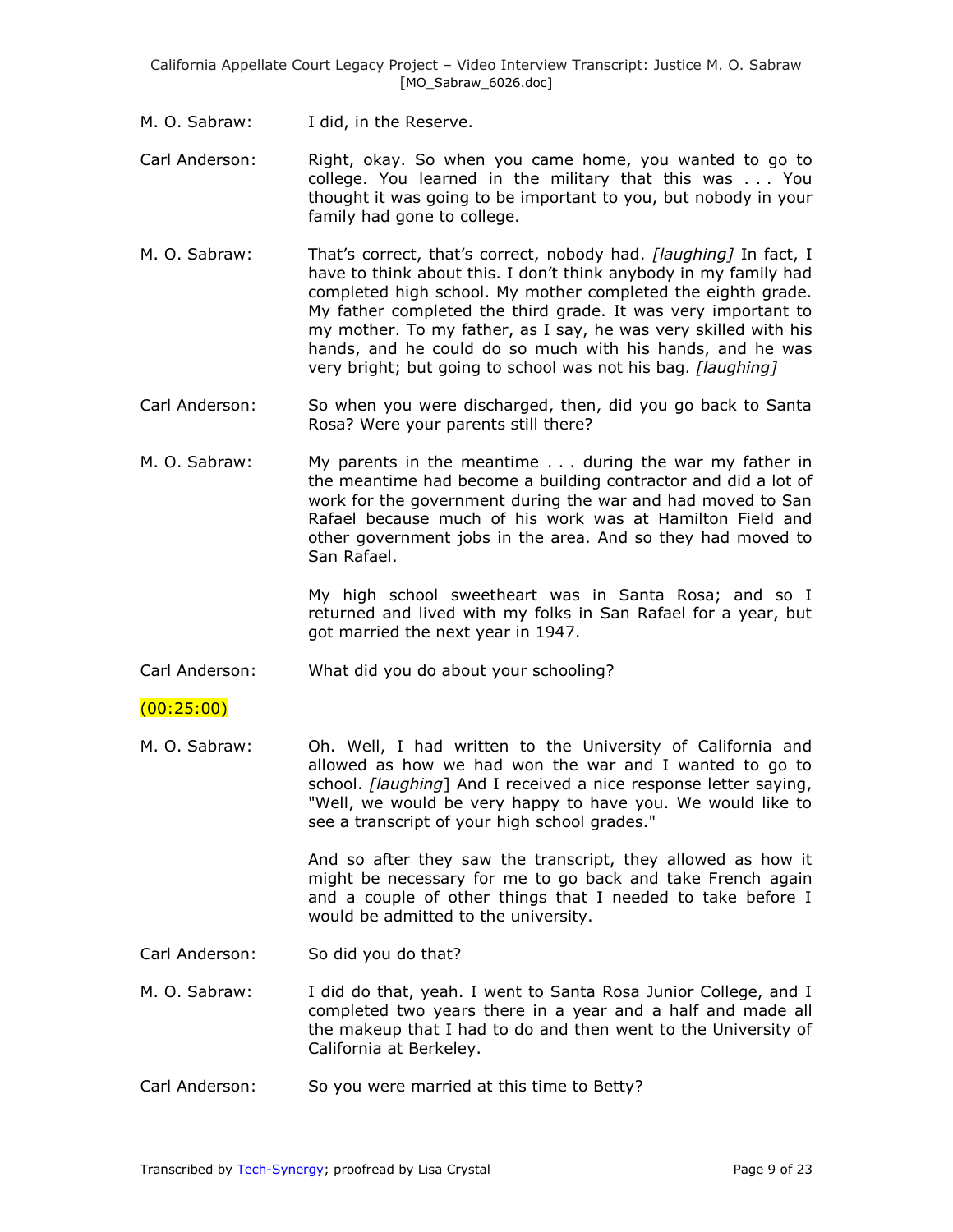M. O. Sabraw: I did, in the Reserve.

Carl Anderson: Right, okay. So when you came home, you wanted to go to college. You learned in the military that this was . . . You thought it was going to be important to you, but nobody in your family had gone to college.

M. O. Sabraw: That's correct, that's correct, nobody had. *[laughing]* In fact, I have to think about this. I don't think anybody in my family had completed high school. My mother completed the eighth grade. My father completed the third grade. It was very important to my mother. To my father, as I say, he was very skilled with his hands, and he could do so much with his hands, and he was very bright; but going to school was not his bag. *[laughing]*

Carl Anderson: So when you were discharged, then, did you go back to Santa Rosa? Were your parents still there?

M. O. Sabraw: My parents in the meantime . . . during the war my father in the meantime had become a building contractor and did a lot of work for the government during the war and had moved to San Rafael because much of his work was at Hamilton Field and other government jobs in the area. And so they had moved to San Rafael.

My high school sweetheart was in Santa Rosa; and so I returned and lived with my folks in San Rafael for a year, but got married the next year in 1947.

Carl Anderson: What did you do about your schooling?

(00:25:00)

M. O. Sabraw: Oh. Well, I had written to the University of California and allowed as how we had won the war and I wanted to go to school. *[laughing]* And I received a nice response letter saying, "Well, we would be very happy to have you. We would like to see a transcript of your high school grades."

And so after they saw the transcript, they allowed as how it might be necessary for me to go back and take French again and a couple of other things that I needed to take before I would be admitted to the university.

Carl Anderson: So did you do that?

M. O. Sabraw: I did do that, yeah. I went to Santa Rosa Junior College, and I completed two years there in a year and a half and made all the makeup that I had to do and then went to the University of California at Berkeley.

Carl Anderson: So you were married at this time to Betty?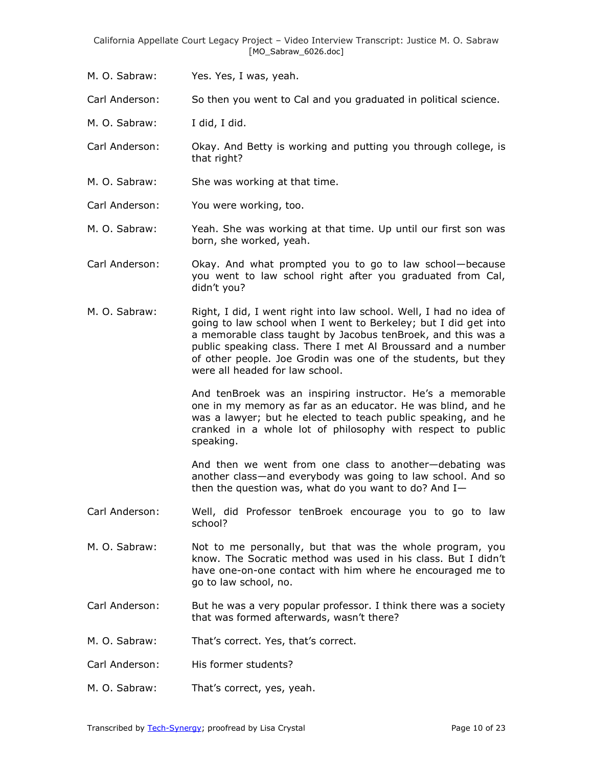M. O. Sabraw: Yes. Yes, I was, yeah.

Carl Anderson: So then you went to Cal and you graduated in political science.

M. O. Sabraw: I did, I did.

Carl Anderson: Okay. And Betty is working and putting you through college, is that right?

M. O. Sabraw: She was working at that time.

Carl Anderson: You were working, too.

M. O. Sabraw: Yeah. She was working at that time. Up until our first son was born, she worked, yeah.

Carl Anderson: Okay. And what prompted you to go to law school—because you went to law school right after you graduated from Cal, didn't you?

M. O. Sabraw: Right, I did, I went right into law school. Well, I had no idea of going to law school when I went to Berkeley; but I did get into a memorable class taught by Jacobus tenBroek, and this was a public speaking class. There I met Al Broussard and a number of other people. Joe Grodin was one of the students, but they were all headed for law school.

And tenBroek was an inspiring instructor. He's a memorable one in my memory as far as an educator. He was blind, and he was a lawyer; but he elected to teach public speaking, and he cranked in a whole lot of philosophy with respect to public speaking.

And then we went from one class to another—debating was another class—and everybody was going to law school. And so then the question was, what do you want to do? And I—

Carl Anderson: Well, did Professor tenBroek encourage you to go to law school?

M. O. Sabraw: Not to me personally, but that was the whole program, you know. The Socratic method was used in his class. But I didn't have one-on-one contact with him where he encouraged me to go to law school, no.

Carl Anderson: But he was a very popular professor. I think there was a society that was formed afterwards, wasn't there?

M. O. Sabraw: That's correct. Yes, that's correct.

Carl Anderson: His former students?

M. O. Sabraw: That's correct, yes, yeah.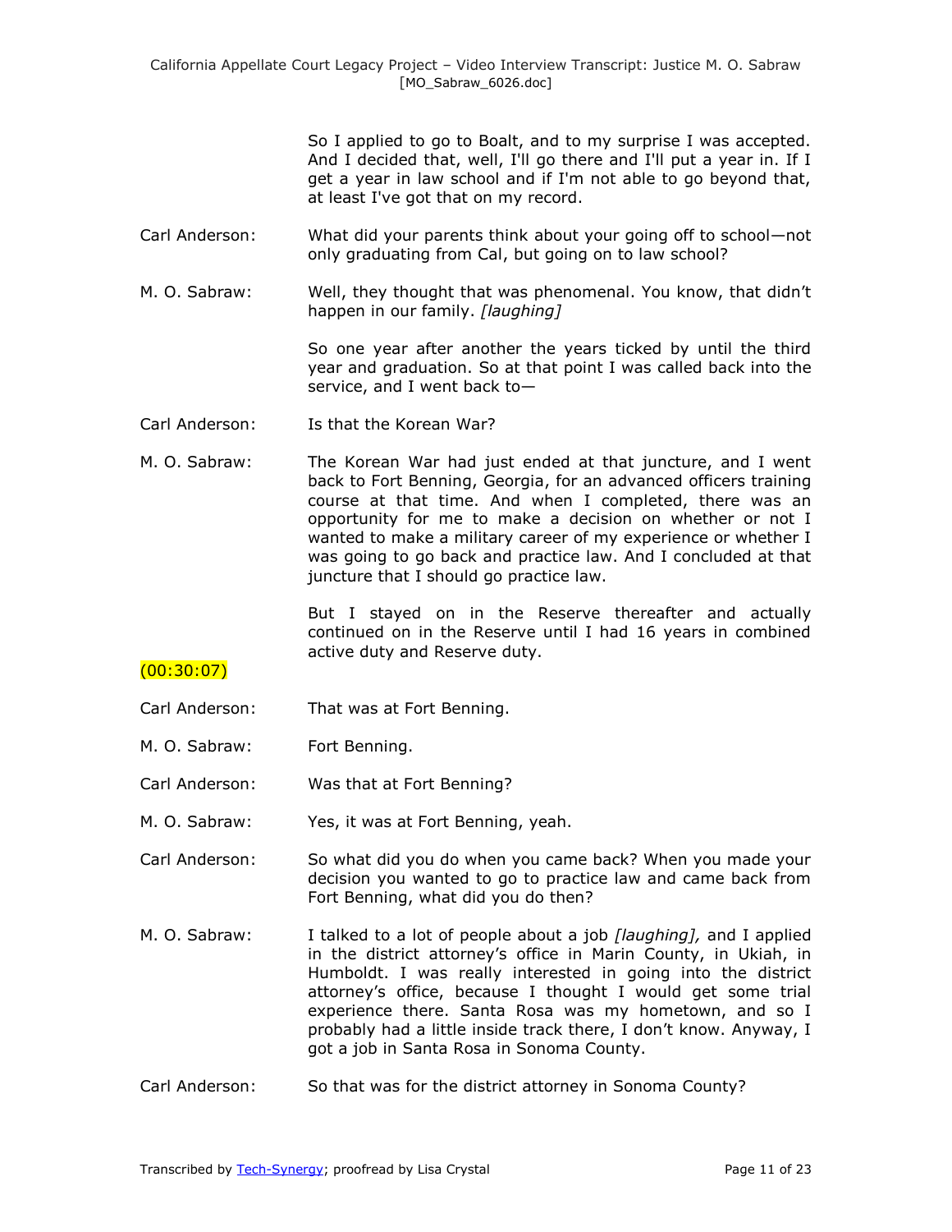So I applied to go to Boalt, and to my surprise I was accepted. And I decided that, well, I'll go there and I'll put a year in. If I get a year in law school and if I'm not able to go beyond that, at least I've got that on my record.

Carl Anderson: What did your parents think about your going off to school—not only graduating from Cal, but going on to law school?

M. O. Sabraw: Well, they thought that was phenomenal. You know, that didn't happen in our family. *[laughing]*

So one year after another the years ticked by until the third year and graduation. So at that point I was called back into the service, and I went back to—

Carl Anderson: Is that the Korean War?

M. O. Sabraw: The Korean War had just ended at that juncture, and I went back to Fort Benning, Georgia, for an advanced officers training course at that time. And when I completed, there was an opportunity for me to make a decision on whether or not I wanted to make a military career of my experience or whether I was going to go back and practice law. And I concluded at that juncture that I should go practice law.

But I stayed on in the Reserve thereafter and actually continued on in the Reserve until I had 16 years in combined active duty and Reserve duty.

(00:30:07)

Carl Anderson: That was at Fort Benning.

M. O. Sabraw: Fort Benning.

Carl Anderson: Was that at Fort Benning?

M. O. Sabraw: Yes, it was at Fort Benning, yeah.

Carl Anderson: So what did you do when you came back? When you made your decision you wanted to go to practice law and came back from Fort Benning, what did you do then?

M. O. Sabraw: I talked to a lot of people about a job *[laughing],* and I applied in the district attorney's office in Marin County, in Ukiah, in Humboldt. I was really interested in going into the district attorney's office, because I thought I would get some trial experience there. Santa Rosa was my hometown, and so I probably had a little inside track there, I don't know. Anyway, I got a job in Santa Rosa in Sonoma County.

Carl Anderson: So that was for the district attorney in Sonoma County?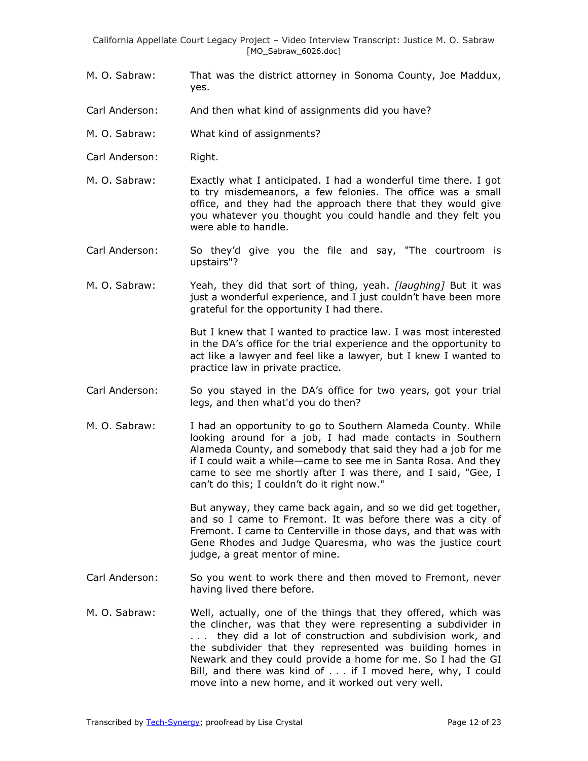M. O. Sabraw: That was the district attorney in Sonoma County, Joe Maddux, yes.

Carl Anderson: And then what kind of assignments did you have?

M. O. Sabraw: What kind of assignments?

Carl Anderson: Right.

M. O. Sabraw: Exactly what I anticipated. I had a wonderful time there. I got to try misdemeanors, a few felonies. The office was a small office, and they had the approach there that they would give you whatever you thought you could handle and they felt you were able to handle.

Carl Anderson: So they'd give you the file and say, "The courtroom is upstairs"?

M. O. Sabraw: Yeah, they did that sort of thing, yeah. *[laughing]* But it was just a wonderful experience, and I just couldn't have been more grateful for the opportunity I had there.

But I knew that I wanted to practice law. I was most interested in the DA's office for the trial experience and the opportunity to act like a lawyer and feel like a lawyer, but I knew I wanted to practice law in private practice.

Carl Anderson: So you stayed in the DA's office for two years, got your trial legs, and then what'd you do then?

M. O. Sabraw: I had an opportunity to go to Southern Alameda County. While looking around for a job, I had made contacts in Southern Alameda County, and somebody that said they had a job for me if I could wait a while—came to see me in Santa Rosa. And they came to see me shortly after I was there, and I said, "Gee, I can't do this; I couldn't do it right now."

But anyway, they came back again, and so we did get together, and so I came to Fremont. It was before there was a city of Fremont. I came to Centerville in those days, and that was with Gene Rhodes and Judge Quaresma, who was the justice court judge, a great mentor of mine.

Carl Anderson: So you went to work there and then moved to Fremont, never having lived there before.

M. O. Sabraw: Well, actually, one of the things that they offered, which was the clincher, was that they were representing a subdivider in . . . they did a lot of construction and subdivision work, and the subdivider that they represented was building homes in Newark and they could provide a home for me. So I had the GI Bill, and there was kind of . . . if I moved here, why, I could move into a new home, and it worked out very well.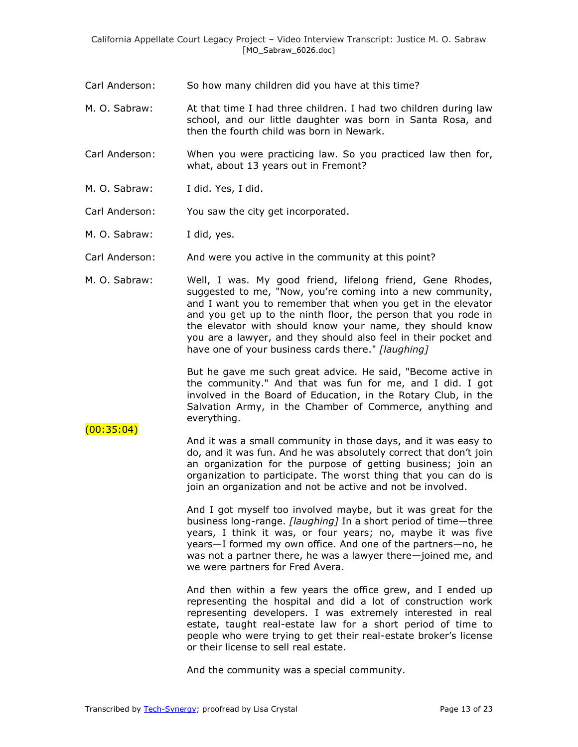Carl Anderson: So how many children did you have at this time?

M. O. Sabraw: At that time I had three children. I had two children during law school, and our little daughter was born in Santa Rosa, and then the fourth child was born in Newark.

Carl Anderson: When you were practicing law. So you practiced law then for, what, about 13 years out in Fremont?

M. O. Sabraw: I did. Yes, I did.

Carl Anderson: You saw the city get incorporated.

M. O. Sabraw: I did, yes.

Carl Anderson: And were you active in the community at this point?

M. O. Sabraw: Well, I was. My good friend, lifelong friend, Gene Rhodes, suggested to me, "Now, you're coming into a new community, and I want you to remember that when you get in the elevator and you get up to the ninth floor, the person that you rode in the elevator with should know your name, they should know you are a lawyer, and they should also feel in their pocket and have one of your business cards there." *[laughing]*

But he gave me such great advice. He said, "Become active in the community." And that was fun for me, and I did. I got involved in the Board of Education, in the Rotary Club, in the Salvation Army, in the Chamber of Commerce, anything and everything.

(00:35:04)

And it was a small community in those days, and it was easy to do, and it was fun. And he was absolutely correct that don't join an organization for the purpose of getting business; join an organization to participate. The worst thing that you can do is join an organization and not be active and not be involved.

And I got myself too involved maybe, but it was great for the business long-range. *[laughing]* In a short period of time—three years, I think it was, or four years; no, maybe it was five years—I formed my own office. And one of the partners—no, he was not a partner there, he was a lawyer there—joined me, and we were partners for Fred Avera.

And then within a few years the office grew, and I ended up representing the hospital and did a lot of construction work representing developers. I was extremely interested in real estate, taught real-estate law for a short period of time to people who were trying to get their real-estate broker's license or their license to sell real estate.

And the community was a special community.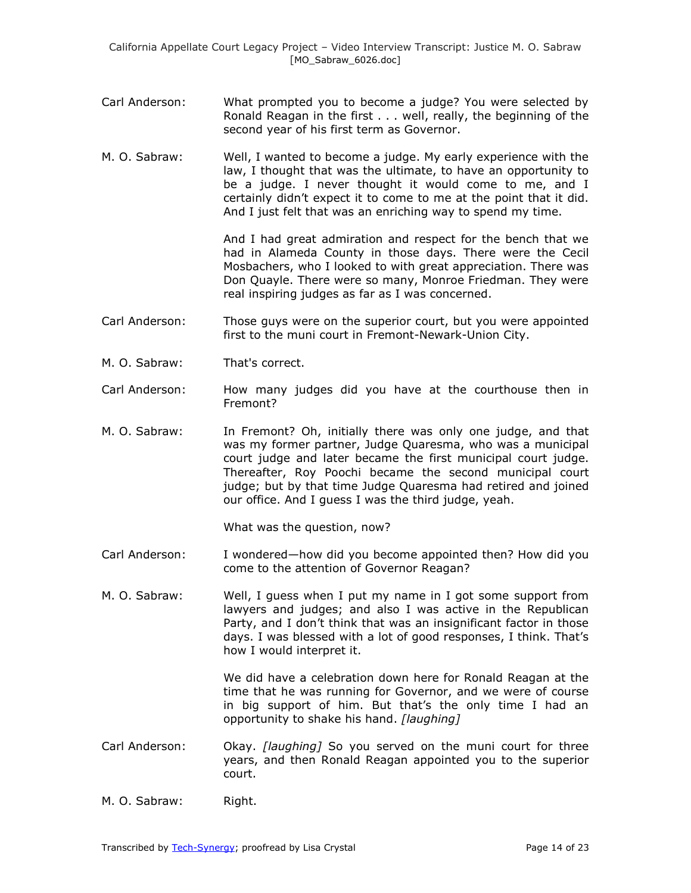Carl Anderson: What prompted you to become a judge? You were selected by Ronald Reagan in the first . . . well, really, the beginning of the second year of his first term as Governor.

M. O. Sabraw: Well, I wanted to become a judge. My early experience with the law, I thought that was the ultimate, to have an opportunity to be a judge. I never thought it would come to me, and I certainly didn't expect it to come to me at the point that it did. And I just felt that was an enriching way to spend my time.

And I had great admiration and respect for the bench that we had in Alameda County in those days. There were the Cecil Mosbachers, who I looked to with great appreciation. There was Don Quayle. There were so many, Monroe Friedman. They were real inspiring judges as far as I was concerned.

Carl Anderson: Those guys were on the superior court, but you were appointed first to the muni court in Fremont-Newark-Union City.

M. O. Sabraw: That's correct.

Carl Anderson: How many judges did you have at the courthouse then in Fremont?

M. O. Sabraw: In Fremont? Oh, initially there was only one judge, and that was my former partner, Judge Quaresma, who was a municipal court judge and later became the first municipal court judge. Thereafter, Roy Poochi became the second municipal court judge; but by that time Judge Quaresma had retired and joined our office. And I guess I was the third judge, yeah.

What was the question, now?

Carl Anderson: I wondered—how did you become appointed then? How did you come to the attention of Governor Reagan?

M. O. Sabraw: Well, I guess when I put my name in I got some support from lawyers and judges; and also I was active in the Republican Party, and I don't think that was an insignificant factor in those days. I was blessed with a lot of good responses, I think. That's how I would interpret it.

We did have a celebration down here for Ronald Reagan at the time that he was running for Governor, and we were of course in big support of him. But that's the only time I had an opportunity to shake his hand. *[laughing]*

Carl Anderson: Okay. *[laughing]* So you served on the muni court for three years, and then Ronald Reagan appointed you to the superior court.

M. O. Sabraw: Right.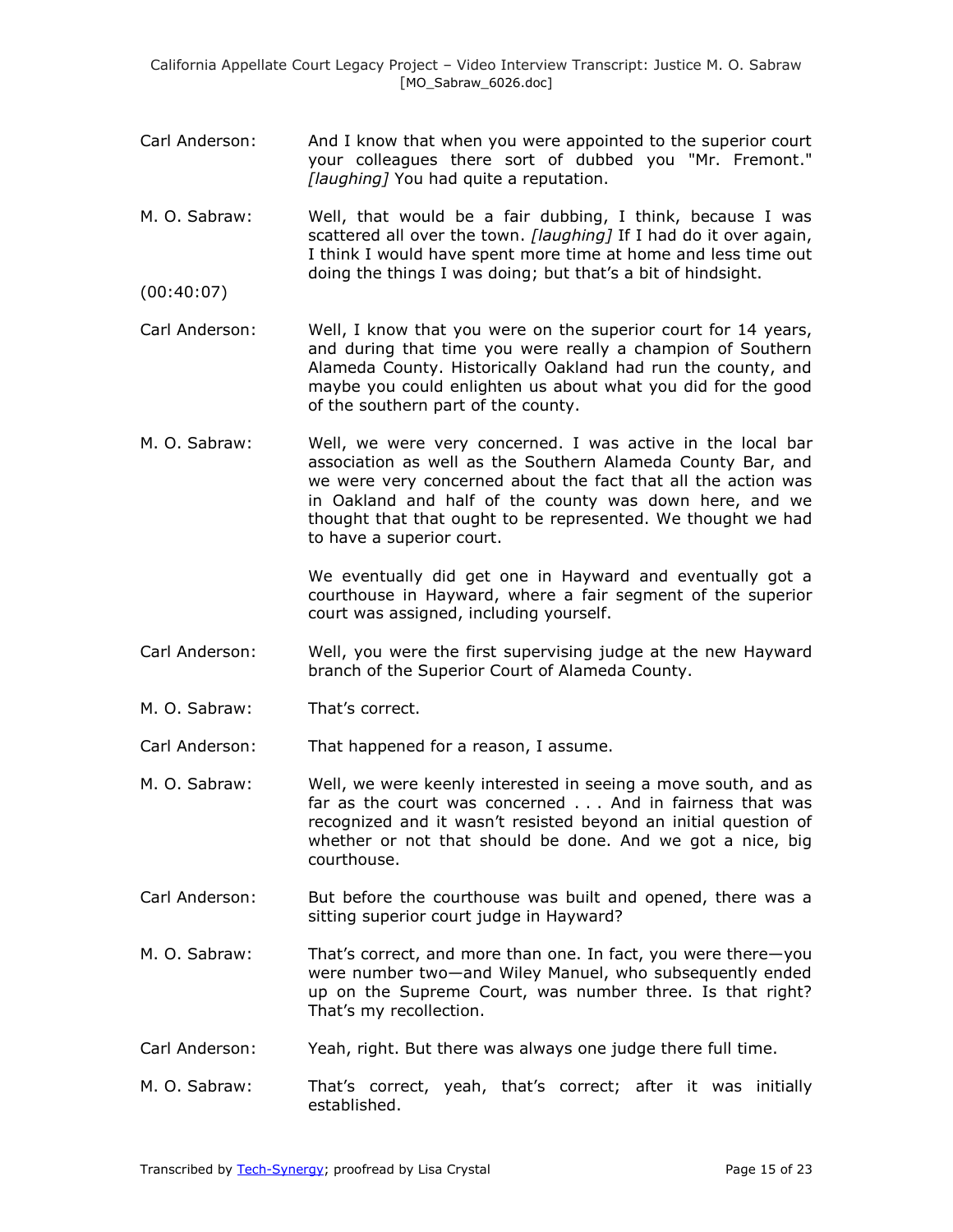Carl Anderson: And I know that when you were appointed to the superior court your colleagues there sort of dubbed you "Mr. Fremont." *[laughing]* You had quite a reputation.

M. O. Sabraw: Well, that would be a fair dubbing, I think, because I was scattered all over the town. *[laughing]* If I had do it over again, I think I would have spent more time at home and less time out doing the things I was doing; but that's a bit of hindsight.

(00:40:07)

Carl Anderson: Well, I know that you were on the superior court for 14 years, and during that time you were really a champion of Southern Alameda County. Historically Oakland had run the county, and maybe you could enlighten us about what you did for the good of the southern part of the county.

M. O. Sabraw: Well, we were very concerned. I was active in the local bar association as well as the Southern Alameda County Bar, and we were very concerned about the fact that all the action was in Oakland and half of the county was down here, and we thought that that ought to be represented. We thought we had to have a superior court.

We eventually did get one in Hayward and eventually got a courthouse in Hayward, where a fair segment of the superior court was assigned, including yourself.

Carl Anderson: Well, you were the first supervising judge at the new Hayward branch of the Superior Court of Alameda County.

M. O. Sabraw: That's correct.

Carl Anderson: That happened for a reason, I assume.

M. O. Sabraw: Well, we were keenly interested in seeing a move south, and as far as the court was concerned . . . And in fairness that was recognized and it wasn't resisted beyond an initial question of whether or not that should be done. And we got a nice, big courthouse.

Carl Anderson: But before the courthouse was built and opened, there was a sitting superior court judge in Hayward?

M. O. Sabraw: That's correct, and more than one. In fact, you were there—you were number two—and Wiley Manuel, who subsequently ended up on the Supreme Court, was number three. Is that right? That's my recollection.

Carl Anderson: Yeah, right. But there was always one judge there full time.

M. O. Sabraw: That's correct, yeah, that's correct; after it was initially established.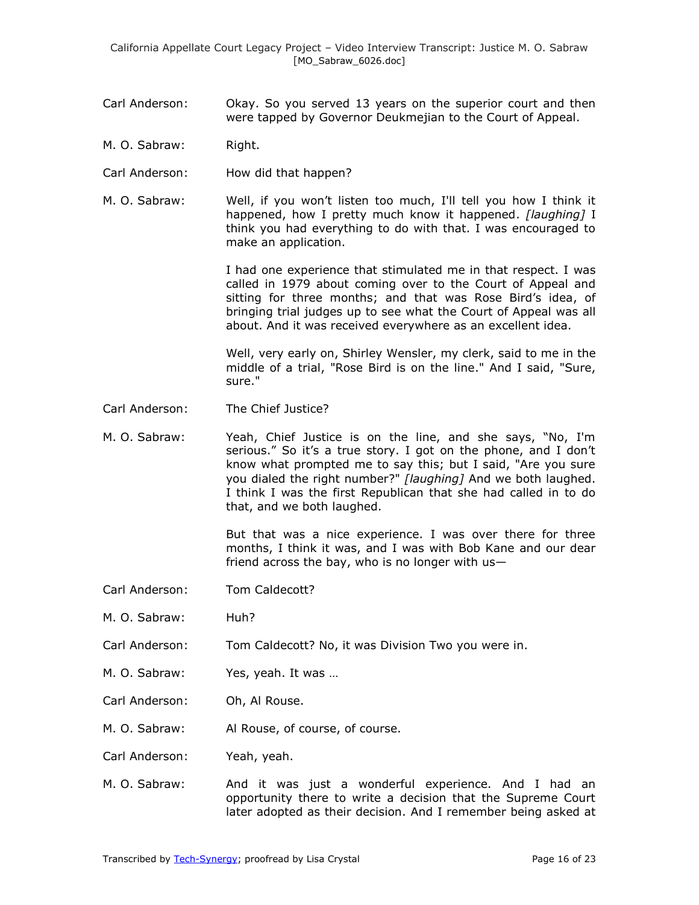Carl Anderson: Okay. So you served 13 years on the superior court and then were tapped by Governor Deukmejian to the Court of Appeal.

M. O. Sabraw: Right.

Carl Anderson: How did that happen?

M. O. Sabraw: Well, if you won't listen too much, I'll tell you how I think it happened, how I pretty much know it happened. *[laughing]* I think you had everything to do with that. I was encouraged to make an application.

I had one experience that stimulated me in that respect. I was called in 1979 about coming over to the Court of Appeal and sitting for three months; and that was Rose Bird's idea, of bringing trial judges up to see what the Court of Appeal was all about. And it was received everywhere as an excellent idea.

Well, very early on, Shirley Wensler, my clerk, said to me in the middle of a trial, "Rose Bird is on the line." And I said, "Sure, sure."

Carl Anderson: The Chief Justice?

M. O. Sabraw: Yeah, Chief Justice is on the line, and she says, "No, I'm serious." So it's a true story. I got on the phone, and I don't know what prompted me to say this; but I said, "Are you sure you dialed the right number?" *[laughing]* And we both laughed. I think I was the first Republican that she had called in to do that, and we both laughed.

But that was a nice experience. I was over there for three months, I think it was, and I was with Bob Kane and our dear friend across the bay, who is no longer with us—

Carl Anderson: Tom Caldecott?

M. O. Sabraw: Huh?

Carl Anderson: Tom Caldecott? No, it was Division Two you were in.

M. O. Sabraw: Yes, yeah. It was …

Carl Anderson: Oh, Al Rouse.

M. O. Sabraw: Al Rouse, of course, of course.

Carl Anderson: Yeah, yeah.

M. O. Sabraw: And it was just a wonderful experience. And I had an opportunity there to write a decision that the Supreme Court later adopted as their decision. And I remember being asked at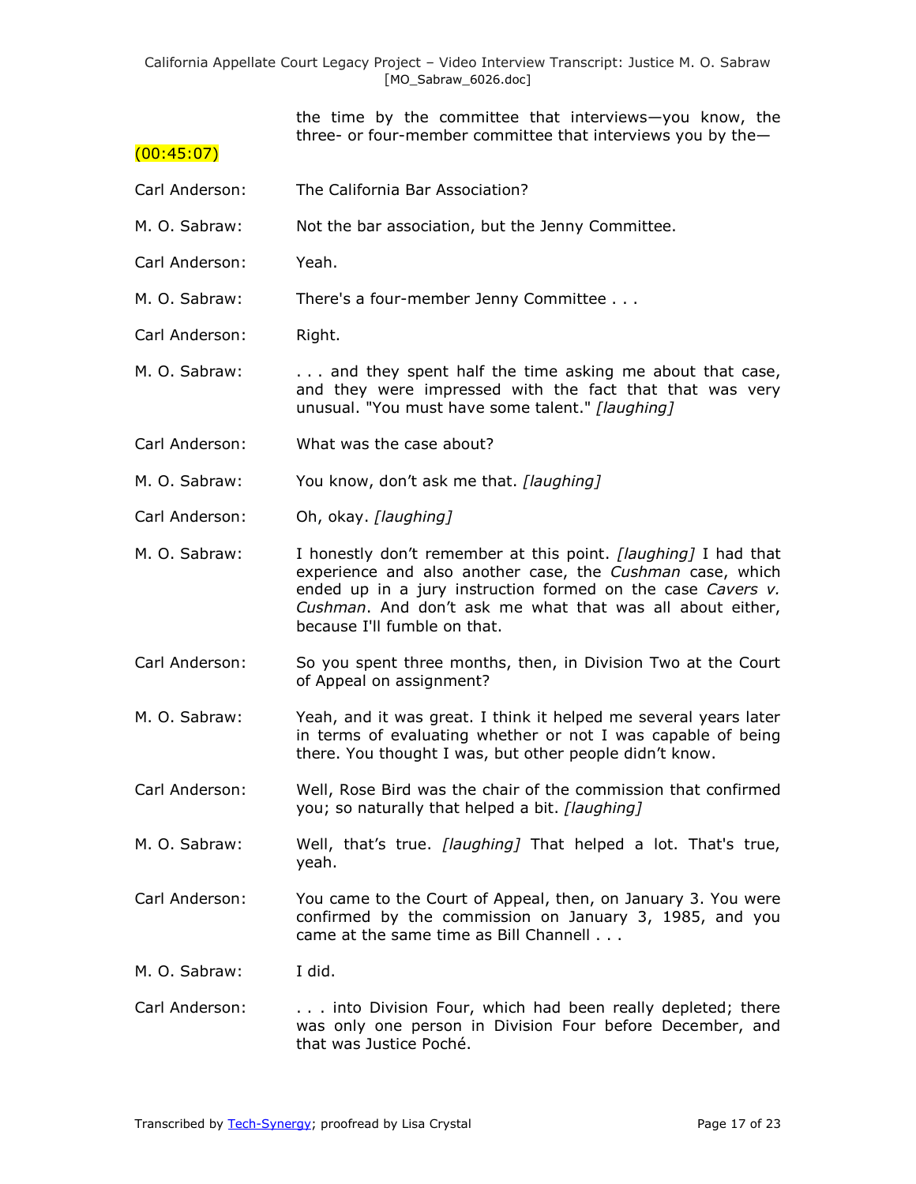the time by the committee that interviews—you know, the three- or four-member committee that interviews you by the—

(00:45:07)

Carl Anderson: The California Bar Association?

M. O. Sabraw: Not the bar association, but the Jenny Committee.

Carl Anderson: Yeah.

M. O. Sabraw: There's a four-member Jenny Committee . . .

Carl Anderson: Right.

M. O. Sabraw: . . . and they spent half the time asking me about that case, and they were impressed with the fact that that was very unusual. "You must have some talent." *[laughing]*

Carl Anderson: What was the case about?

M. O. Sabraw: You know, don't ask me that. *[laughing]*

Carl Anderson: Oh, okay. *[laughing]*

M. O. Sabraw: I honestly don't remember at this point. *[laughing]* I had that experience and also another case, the *Cushman* case, which ended up in a jury instruction formed on the case *Cavers v. Cushman*. And don't ask me what that was all about either, because I'll fumble on that.

Carl Anderson: So you spent three months, then, in Division Two at the Court of Appeal on assignment?

M. O. Sabraw: Yeah, and it was great. I think it helped me several years later in terms of evaluating whether or not I was capable of being there. You thought I was, but other people didn't know.

Carl Anderson: Well, Rose Bird was the chair of the commission that confirmed you; so naturally that helped a bit. *[laughing]*

M. O. Sabraw: Well, that's true. *[laughing]* That helped a lot. That's true, yeah.

Carl Anderson: You came to the Court of Appeal, then, on January 3. You were confirmed by the commission on January 3, 1985, and you came at the same time as Bill Channell . . .

M. O. Sabraw: I did.

Carl Anderson: . . . into Division Four, which had been really depleted; there was only one person in Division Four before December, and that was Justice Poché.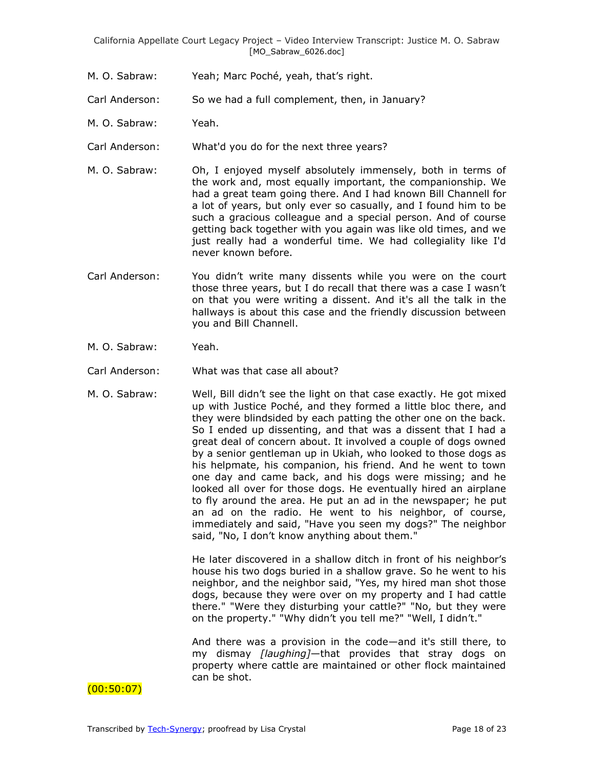M. O. Sabraw: Yeah; Marc Poché, yeah, that's right.

Carl Anderson: So we had a full complement, then, in January?

M. O. Sabraw: Yeah.

Carl Anderson: What'd you do for the next three years?

M. O. Sabraw: Oh, I enjoyed myself absolutely immensely, both in terms of the work and, most equally important, the companionship. We had a great team going there. And I had known Bill Channell for a lot of years, but only ever so casually, and I found him to be such a gracious colleague and a special person. And of course getting back together with you again was like old times, and we just really had a wonderful time. We had collegiality like I'd never known before.

Carl Anderson: You didn't write many dissents while you were on the court those three years, but I do recall that there was a case I wasn't on that you were writing a dissent. And it's all the talk in the hallways is about this case and the friendly discussion between you and Bill Channell.

M. O. Sabraw: Yeah.

Carl Anderson: What was that case all about?

M. O. Sabraw: Well, Bill didn't see the light on that case exactly. He got mixed up with Justice Poché, and they formed a little bloc there, and they were blindsided by each patting the other one on the back. So I ended up dissenting, and that was a dissent that I had a great deal of concern about. It involved a couple of dogs owned by a senior gentleman up in Ukiah, who looked to those dogs as his helpmate, his companion, his friend. And he went to town one day and came back, and his dogs were missing; and he looked all over for those dogs. He eventually hired an airplane to fly around the area. He put an ad in the newspaper; he put an ad on the radio. He went to his neighbor, of course, immediately and said, "Have you seen my dogs?" The neighbor said, "No, I don't know anything about them."

He later discovered in a shallow ditch in front of his neighbor's house his two dogs buried in a shallow grave. So he went to his neighbor, and the neighbor said, "Yes, my hired man shot those dogs, because they were over on my property and I had cattle there." "Were they disturbing your cattle?" "No, but they were on the property." "Why didn't you tell me?" "Well, I didn't."

And there was a provision in the code—and it's still there, to my dismay *[laughing]*—that provides that stray dogs on property where cattle are maintained or other flock maintained can be shot.

(00:50:07)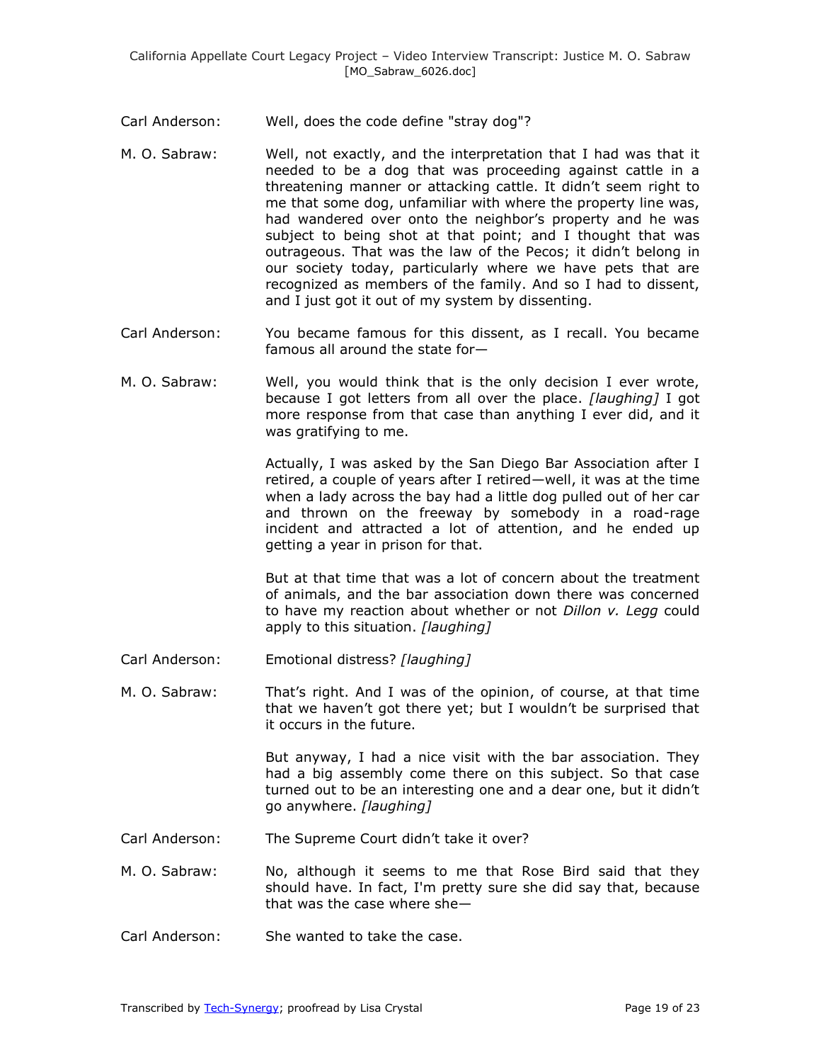Carl Anderson: Well, does the code define "stray dog"?

M. O. Sabraw: Well, not exactly, and the interpretation that I had was that it needed to be a dog that was proceeding against cattle in a threatening manner or attacking cattle. It didn't seem right to me that some dog, unfamiliar with where the property line was, had wandered over onto the neighbor's property and he was subject to being shot at that point; and I thought that was outrageous. That was the law of the Pecos; it didn't belong in our society today, particularly where we have pets that are recognized as members of the family. And so I had to dissent, and I just got it out of my system by dissenting.

Carl Anderson: You became famous for this dissent, as I recall. You became famous all around the state for—

M. O. Sabraw: Well, you would think that is the only decision I ever wrote, because I got letters from all over the place. *[laughing]* I got more response from that case than anything I ever did, and it was gratifying to me.

Actually, I was asked by the San Diego Bar Association after I retired, a couple of years after I retired—well, it was at the time when a lady across the bay had a little dog pulled out of her car and thrown on the freeway by somebody in a road-rage incident and attracted a lot of attention, and he ended up getting a year in prison for that.

But at that time that was a lot of concern about the treatment of animals, and the bar association down there was concerned to have my reaction about whether or not *Dillon v. Legg* could apply to this situation. *[laughing]*

Carl Anderson: Emotional distress? *[laughing]*

M. O. Sabraw: That's right. And I was of the opinion, of course, at that time that we haven't got there yet; but I wouldn't be surprised that it occurs in the future.

But anyway, I had a nice visit with the bar association. They had a big assembly come there on this subject. So that case turned out to be an interesting one and a dear one, but it didn't go anywhere. *[laughing]*

Carl Anderson: The Supreme Court didn't take it over?

M. O. Sabraw: No, although it seems to me that Rose Bird said that they should have. In fact, I'm pretty sure she did say that, because that was the case where she—

Carl Anderson: She wanted to take the case.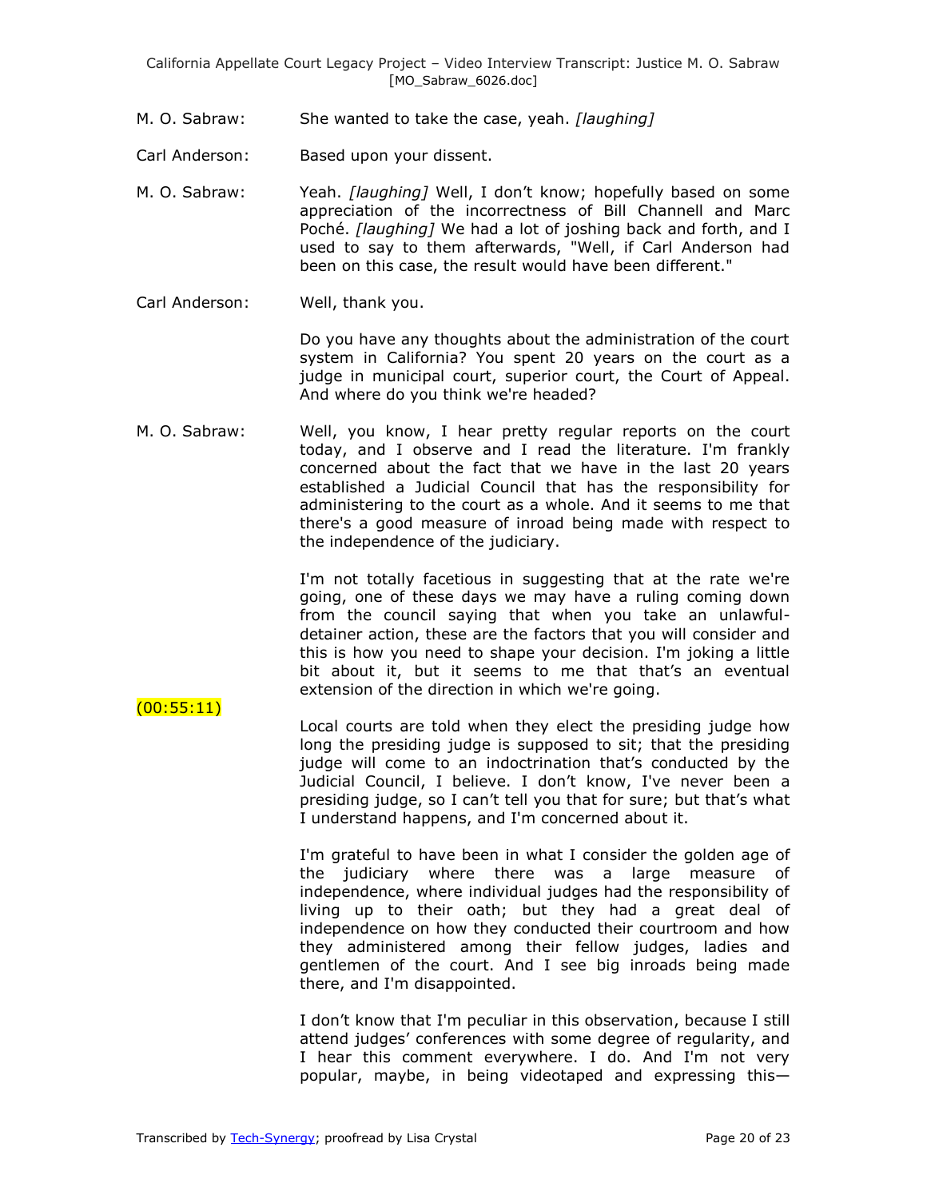M. O. Sabraw: She wanted to take the case, yeah. *[laughing]*

Carl Anderson: Based upon your dissent.

M. O. Sabraw: Yeah. *[laughing]* Well, I don't know; hopefully based on some appreciation of the incorrectness of Bill Channell and Marc Poché. *[laughing]* We had a lot of joshing back and forth, and I used to say to them afterwards, "Well, if Carl Anderson had been on this case, the result would have been different."

Carl Anderson: Well, thank you.

Do you have any thoughts about the administration of the court system in California? You spent 20 years on the court as a judge in municipal court, superior court, the Court of Appeal. And where do you think we're headed?

M. O. Sabraw: Well, you know, I hear pretty regular reports on the court today, and I observe and I read the literature. I'm frankly concerned about the fact that we have in the last 20 years established a Judicial Council that has the responsibility for administering to the court as a whole. And it seems to me that there's a good measure of inroad being made with respect to the independence of the judiciary.

I'm not totally facetious in suggesting that at the rate we're going, one of these days we may have a ruling coming down from the council saying that when you take an unlawful-detainer action, these are the factors that you will consider and this is how you need to shape your decision. I'm joking a little bit about it, but it seems to me that that's an eventual extension of the direction in which we're going.

(00:55:11)

Local courts are told when they elect the presiding judge how long the presiding judge is supposed to sit; that the presiding judge will come to an indoctrination that's conducted by the Judicial Council, I believe. I don't know, I've never been a presiding judge, so I can't tell you that for sure; but that's what I understand happens, and I'm concerned about it.

I'm grateful to have been in what I consider the golden age of the judiciary where there was a large measure of independence, where individual judges had the responsibility of living up to their oath; but they had a great deal of independence on how they conducted their courtroom and how they administered among their fellow judges, ladies and gentlemen of the court. And I see big inroads being made there, and I'm disappointed.

I don't know that I'm peculiar in this observation, because I still attend judges' conferences with some degree of regularity, and I hear this comment everywhere. I do. And I'm not very popular, maybe, in being videotaped and expressing this—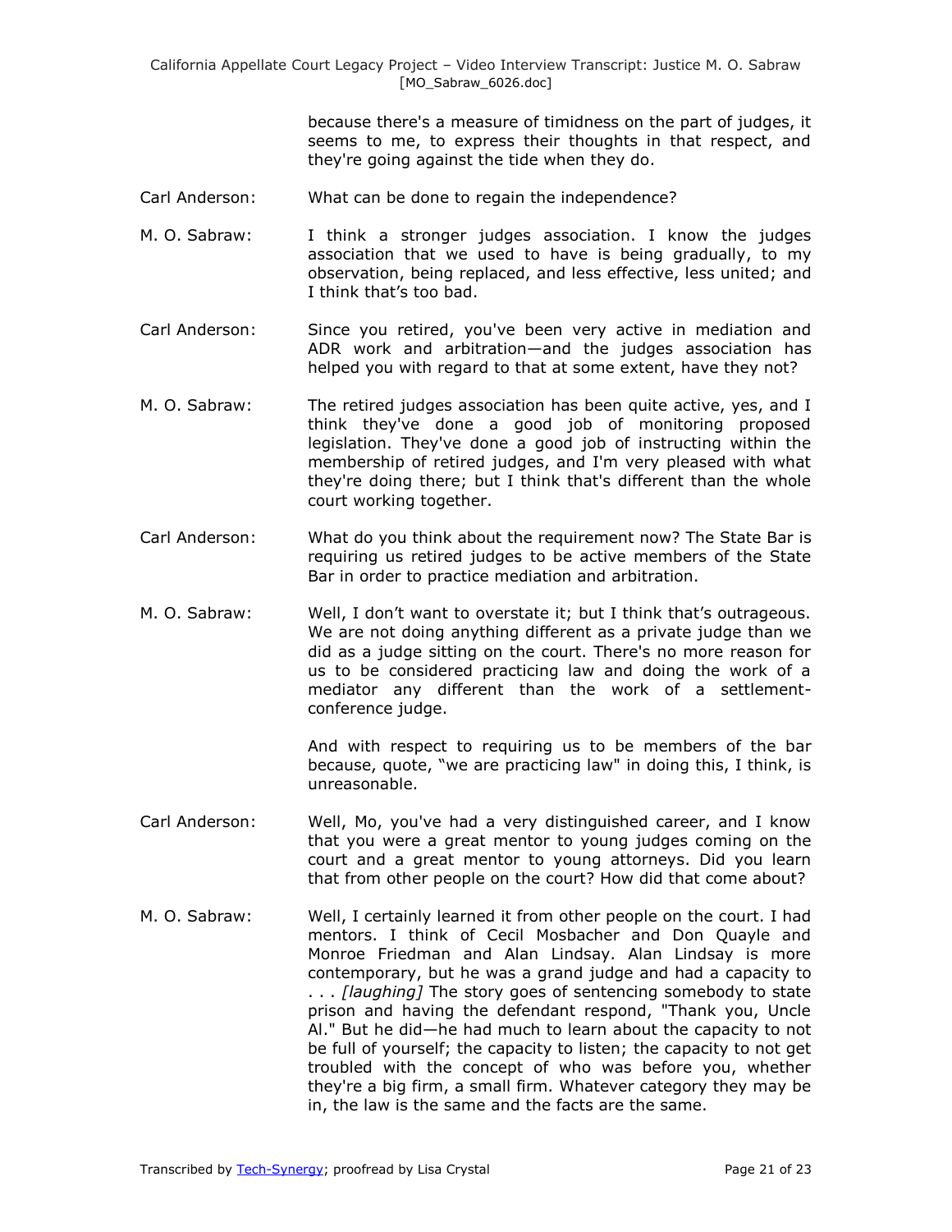because there's a measure of timidness on the part of judges, it seems to me, to express their thoughts in that respect, and they're going against the tide when they do.

Carl Anderson: What can be done to regain the independence?

M. O. Sabraw: I think a stronger judges association. I know the judges association that we used to have is being gradually, to my observation, being replaced, and less effective, less united; and I think that's too bad.

Carl Anderson: Since you retired, you've been very active in mediation and ADR work and arbitration—and the judges association has helped you with regard to that at some extent, have they not?

M. O. Sabraw: The retired judges association has been quite active, yes, and I think they've done a good job of monitoring proposed legislation. They've done a good job of instructing within the membership of retired judges, and I'm very pleased with what they're doing there; but I think that's different than the whole court working together.

Carl Anderson: What do you think about the requirement now? The State Bar is requiring us retired judges to be active members of the State Bar in order to practice mediation and arbitration.

M. O. Sabraw: Well, I don't want to overstate it; but I think that's outrageous. We are not doing anything different as a private judge than we did as a judge sitting on the court. There's no more reason for us to be considered practicing law and doing the work of a mediator any different than the work of a settlement-conference judge.

And with respect to requiring us to be members of the bar because, quote, "we are practicing law" in doing this, I think, is unreasonable.

Carl Anderson: Well, Mo, you've had a very distinguished career, and I know that you were a great mentor to young judges coming on the court and a great mentor to young attorneys. Did you learn that from other people on the court? How did that come about?

M. O. Sabraw: Well, I certainly learned it from other people on the court. I had mentors. I think of Cecil Mosbacher and Don Quayle and Monroe Friedman and Alan Lindsay. Alan Lindsay is more contemporary, but he was a grand judge and had a capacity to . . . *[laughing]* The story goes of sentencing somebody to state prison and having the defendant respond, "Thank you, Uncle Al." But he did—he had much to learn about the capacity to not be full of yourself; the capacity to listen; the capacity to not get troubled with the concept of who was before you, whether they're a big firm, a small firm. Whatever category they may be in, the law is the same and the facts are the same.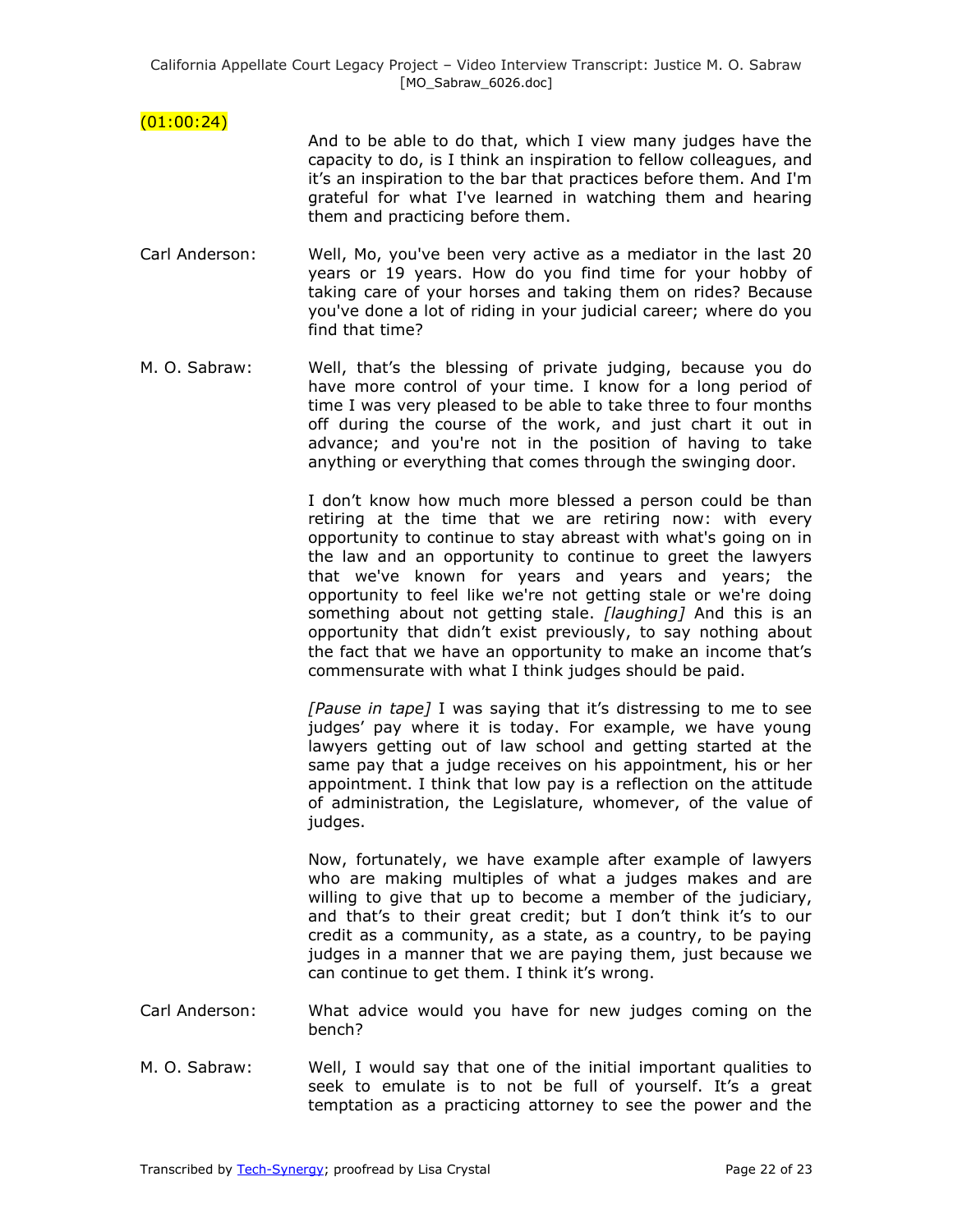(01:00:24)

And to be able to do that, which I view many judges have the capacity to do, is I think an inspiration to fellow colleagues, and it's an inspiration to the bar that practices before them. And I'm grateful for what I've learned in watching them and hearing them and practicing before them.

Carl Anderson: Well, Mo, you've been very active as a mediator in the last 20 years or 19 years. How do you find time for your hobby of taking care of your horses and taking them on rides? Because you've done a lot of riding in your judicial career; where do you find that time?

M. O. Sabraw: Well, that's the blessing of private judging, because you do have more control of your time. I know for a long period of time I was very pleased to be able to take three to four months off during the course of the work, and just chart it out in advance; and you're not in the position of having to take anything or everything that comes through the swinging door.

I don't know how much more blessed a person could be than retiring at the time that we are retiring now: with every opportunity to continue to stay abreast with what's going on in the law and an opportunity to continue to greet the lawyers that we've known for years and years and years; the opportunity to feel like we're not getting stale or we're doing something about not getting stale. *[laughing]* And this is an opportunity that didn't exist previously, to say nothing about the fact that we have an opportunity to make an income that's commensurate with what I think judges should be paid.

*[Pause in tape]* I was saying that it's distressing to me to see judges' pay where it is today. For example, we have young lawyers getting out of law school and getting started at the same pay that a judge receives on his appointment, his or her appointment. I think that low pay is a reflection on the attitude of administration, the Legislature, whomever, of the value of judges.

Now, fortunately, we have example after example of lawyers who are making multiples of what a judges makes and are willing to give that up to become a member of the judiciary, and that's to their great credit; but I don't think it's to our credit as a community, as a state, as a country, to be paying judges in a manner that we are paying them, just because we can continue to get them. I think it's wrong.

Carl Anderson: What advice would you have for new judges coming on the bench?

M. O. Sabraw: Well, I would say that one of the initial important qualities to seek to emulate is to not be full of yourself. It's a great temptation as a practicing attorney to see the power and the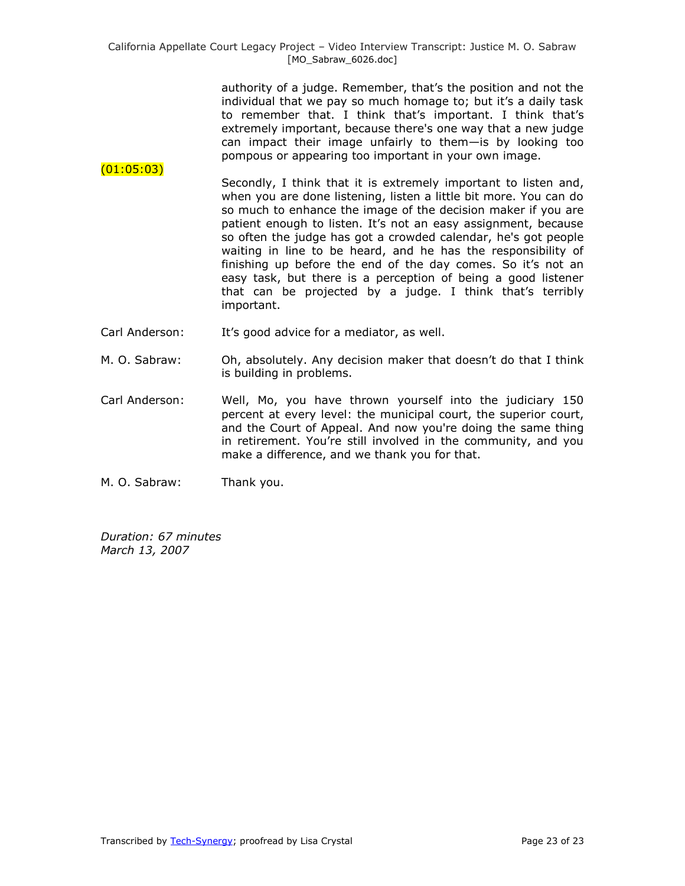authority of a judge. Remember, that's the position and not the individual that we pay so much homage to; but it's a daily task to remember that. I think that's important. I think that's extremely important, because there's one way that a new judge can impact their image unfairly to them—is by looking too pompous or appearing too important in your own image.

(01:05:03)

Secondly, I think that it is extremely important to listen and, when you are done listening, listen a little bit more. You can do so much to enhance the image of the decision maker if you are patient enough to listen. It's not an easy assignment, because so often the judge has got a crowded calendar, he's got people waiting in line to be heard, and he has the responsibility of finishing up before the end of the day comes. So it's not an easy task, but there is a perception of being a good listener that can be projected by a judge. I think that's terribly important.

Carl Anderson: It's good advice for a mediator, as well.

M. O. Sabraw: Oh, absolutely. Any decision maker that doesn't do that I think is building in problems.

Carl Anderson: Well, Mo, you have thrown yourself into the judiciary 150 percent at every level: the municipal court, the superior court, and the Court of Appeal. And now you're doing the same thing in retirement. You're still involved in the community, and you make a difference, and we thank you for that.

M. O. Sabraw: Thank you.

*Duration: 67 minutes*
*March 13, 2007*

Transcribed by Tech-Synergy; proofread by Lisa Crystal